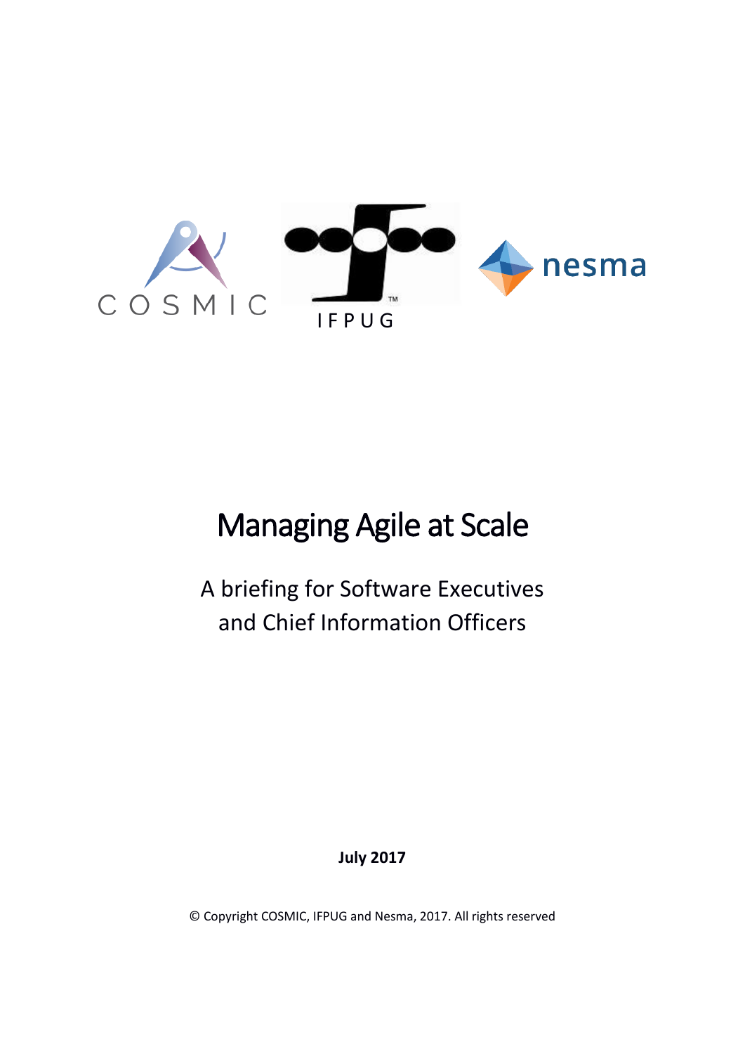COSMIC IFPUG nesma

# Managing Agile at Scale

## A briefing for Software Executives and Chief Information Officers

**July 2017**

© Copyright COSMIC, IFPUG and Nesma, 2017. All rights reserved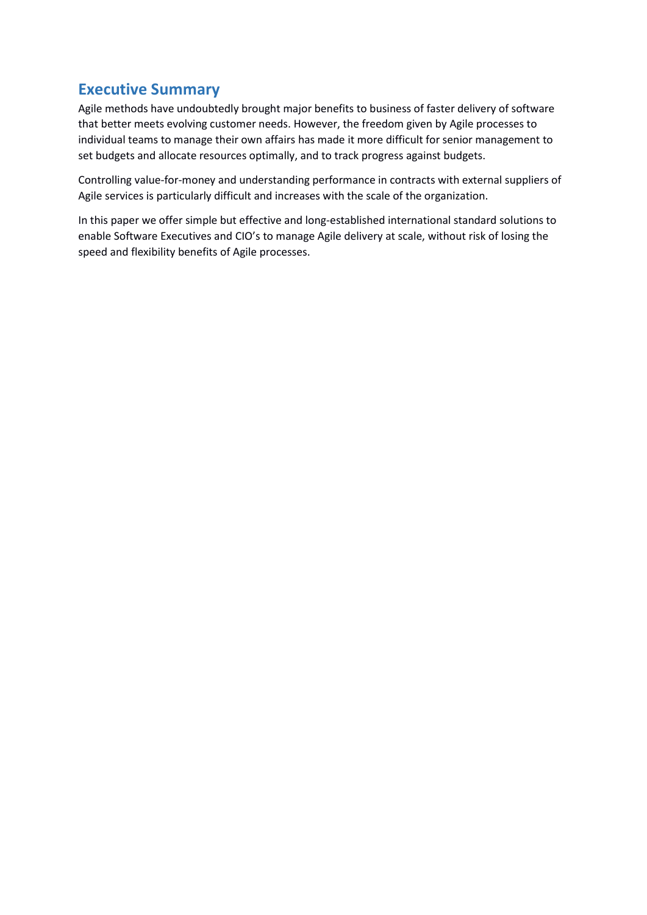## Executive Summary

Agile methods have undoubtedly brought major benefits to business of faster delivery of software that better meets evolving customer needs. However, the freedom given by Agile processes to individual teams to manage their own affairs has made it more difficult for senior management to set budgets and allocate resources optimally, and to track progress against budgets.

Controlling value-for-money and understanding performance in contracts with external suppliers of Agile services is particularly difficult and increases with the scale of the organization.

In this paper we offer simple but effective and long-established international standard solutions to enable Software Executives and CIO's to manage Agile delivery at scale, without risk of losing the speed and flexibility benefits of Agile processes.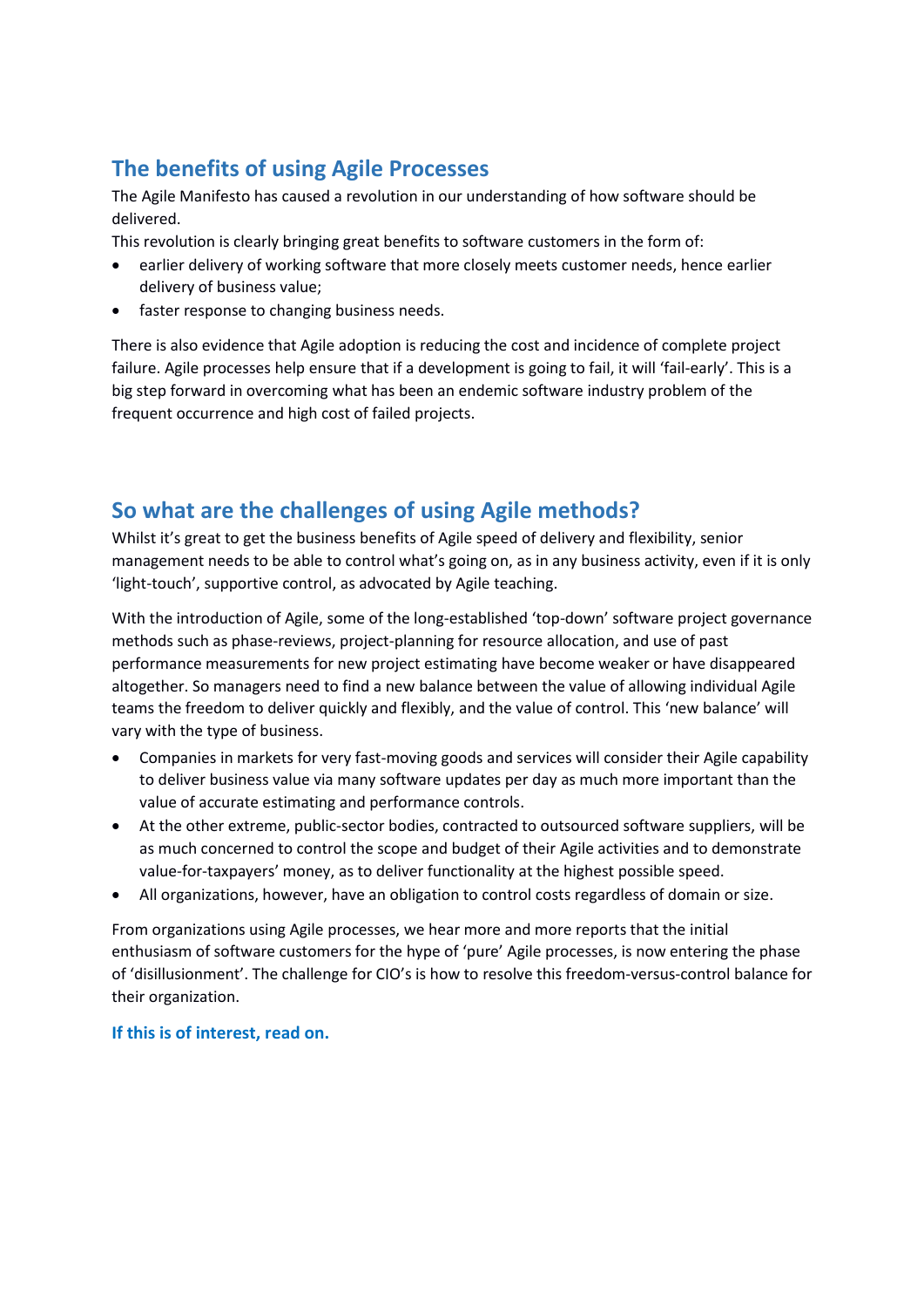## The benefits of using Agile Processes

The Agile Manifesto has caused a revolution in our understanding of how software should be delivered.

This revolution is clearly bringing great benefits to software customers in the form of:

- earlier delivery of working software that more closely meets customer needs, hence earlier delivery of business value;
- faster response to changing business needs.

There is also evidence that Agile adoption is reducing the cost and incidence of complete project failure. Agile processes help ensure that if a development is going to fail, it will 'fail-early'. This is a big step forward in overcoming what has been an endemic software industry problem of the frequent occurrence and high cost of failed projects.

## So what are the challenges of using Agile methods?

Whilst it's great to get the business benefits of Agile speed of delivery and flexibility, senior management needs to be able to control what's going on, as in any business activity, even if it is only 'light-touch', supportive control, as advocated by Agile teaching.

With the introduction of Agile, some of the long-established 'top-down' software project governance methods such as phase-reviews, project-planning for resource allocation, and use of past performance measurements for new project estimating have become weaker or have disappeared altogether. So managers need to find a new balance between the value of allowing individual Agile teams the freedom to deliver quickly and flexibly, and the value of control. This 'new balance' will vary with the type of business.

- Companies in markets for very fast-moving goods and services will consider their Agile capability to deliver business value via many software updates per day as much more important than the value of accurate estimating and performance controls.
- At the other extreme, public-sector bodies, contracted to outsourced software suppliers, will be as much concerned to control the scope and budget of their Agile activities and to demonstrate value-for-taxpayers' money, as to deliver functionality at the highest possible speed.
- All organizations, however, have an obligation to control costs regardless of domain or size.

From organizations using Agile processes, we hear more and more reports that the initial enthusiasm of software customers for the hype of 'pure' Agile processes, is now entering the phase of 'disillusionment'. The challenge for CIO's is how to resolve this freedom-versus-control balance for their organization.

**If this is of interest, read on.**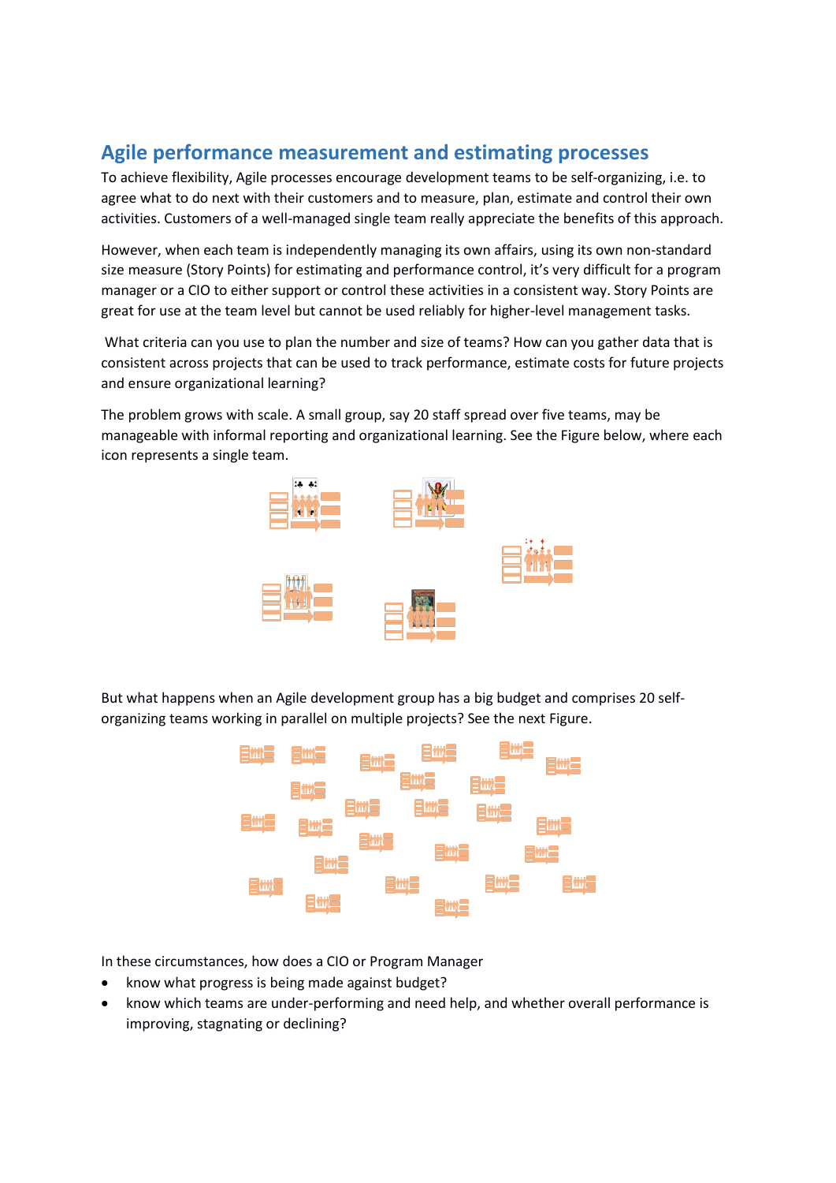## Agile performance measurement and estimating processes

To achieve flexibility, Agile processes encourage development teams to be self-organizing, i.e. to agree what to do next with their customers and to measure, plan, estimate and control their own activities. Customers of a well-managed single team really appreciate the benefits of this approach.

However, when each team is independently managing its own affairs, using its own non-standard size measure (Story Points) for estimating and performance control, it's very difficult for a program manager or a CIO to either support or control these activities in a consistent way. Story Points are great for use at the team level but cannot be used reliably for higher-level management tasks.

What criteria can you use to plan the number and size of teams? How can you gather data that is consistent across projects that can be used to track performance, estimate costs for future projects and ensure organizational learning?

The problem grows with scale. A small group, say 20 staff spread over five teams, may be manageable with informal reporting and organizational learning. See the Figure below, where each icon represents a single team.

But what happens when an Agile development group has a big budget and comprises 20 self-organizing teams working in parallel on multiple projects? See the next Figure.

In these circumstances, how does a CIO or Program Manager

- know what progress is being made against budget?
- know which teams are under-performing and need help, and whether overall performance is improving, stagnating or declining?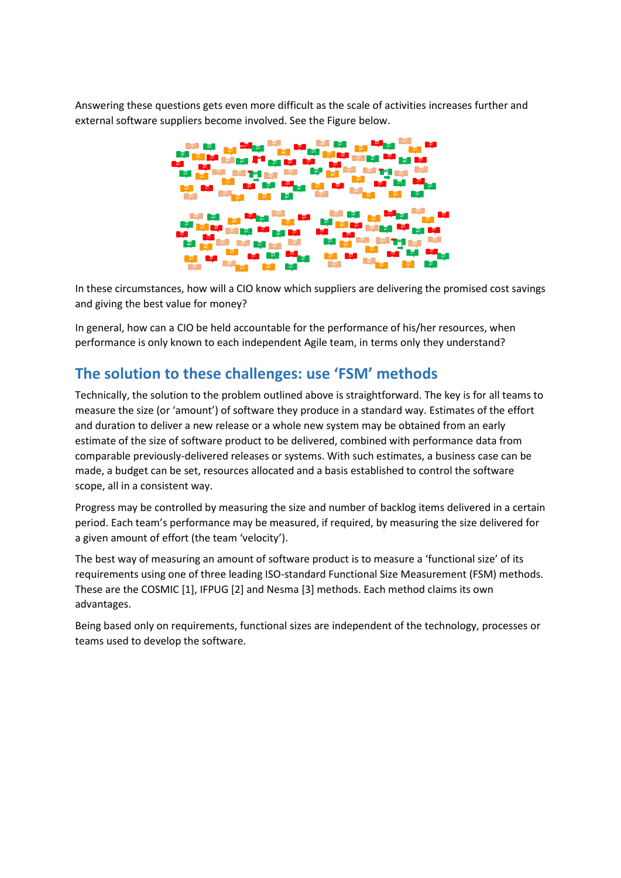Answering these questions gets even more difficult as the scale of activities increases further and external software suppliers become involved. See the Figure below.

In these circumstances, how will a CIO know which suppliers are delivering the promised cost savings and giving the best value for money?

In general, how can a CIO be held accountable for the performance of his/her resources, when performance is only known to each independent Agile team, in terms only they understand?

## The solution to these challenges: use 'FSM' methods

Technically, the solution to the problem outlined above is straightforward. The key is for all teams to measure the size (or 'amount') of software they produce in a standard way. Estimates of the effort and duration to deliver a new release or a whole new system may be obtained from an early estimate of the size of software product to be delivered, combined with performance data from comparable previously-delivered releases or systems. With such estimates, a business case can be made, a budget can be set, resources allocated and a basis established to control the software scope, all in a consistent way.

Progress may be controlled by measuring the size and number of backlog items delivered in a certain period. Each team's performance may be measured, if required, by measuring the size delivered for a given amount of effort (the team 'velocity').

The best way of measuring an amount of software product is to measure a 'functional size' of its requirements using one of three leading ISO-standard Functional Size Measurement (FSM) methods. These are the COSMIC [1], IFPUG [2] and Nesma [3] methods. Each method claims its own advantages.

Being based only on requirements, functional sizes are independent of the technology, processes or teams used to develop the software.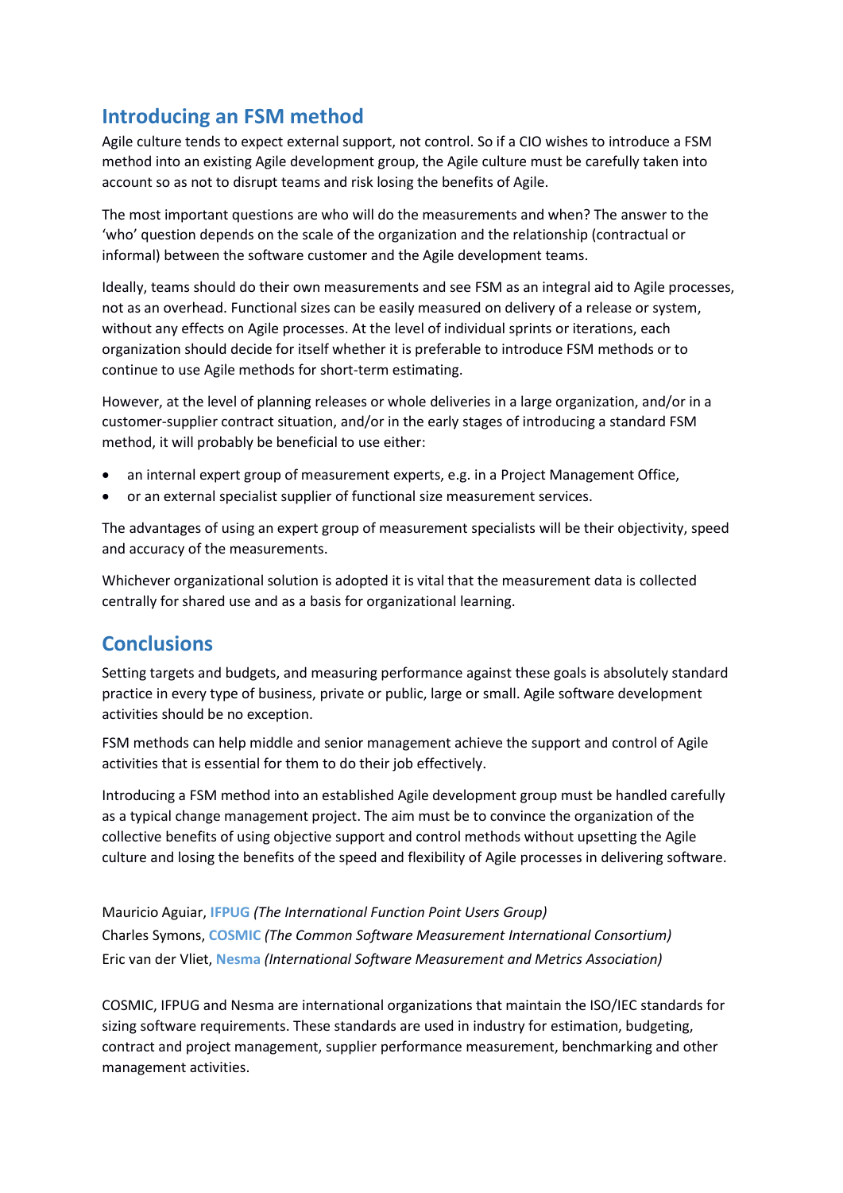## Introducing an FSM method

Agile culture tends to expect external support, not control. So if a CIO wishes to introduce a FSM method into an existing Agile development group, the Agile culture must be carefully taken into account so as not to disrupt teams and risk losing the benefits of Agile.

The most important questions are who will do the measurements and when? The answer to the 'who' question depends on the scale of the organization and the relationship (contractual or informal) between the software customer and the Agile development teams.

Ideally, teams should do their own measurements and see FSM as an integral aid to Agile processes, not as an overhead. Functional sizes can be easily measured on delivery of a release or system, without any effects on Agile processes. At the level of individual sprints or iterations, each organization should decide for itself whether it is preferable to introduce FSM methods or to continue to use Agile methods for short-term estimating.

However, at the level of planning releases or whole deliveries in a large organization, and/or in a customer-supplier contract situation, and/or in the early stages of introducing a standard FSM method, it will probably be beneficial to use either:

- an internal expert group of measurement experts, e.g. in a Project Management Office,
- or an external specialist supplier of functional size measurement services.

The advantages of using an expert group of measurement specialists will be their objectivity, speed and accuracy of the measurements.

Whichever organizational solution is adopted it is vital that the measurement data is collected centrally for shared use and as a basis for organizational learning.

## Conclusions

Setting targets and budgets, and measuring performance against these goals is absolutely standard practice in every type of business, private or public, large or small. Agile software development activities should be no exception.

FSM methods can help middle and senior management achieve the support and control of Agile activities that is essential for them to do their job effectively.

Introducing a FSM method into an established Agile development group must be handled carefully as a typical change management project. The aim must be to convince the organization of the collective benefits of using objective support and control methods without upsetting the Agile culture and losing the benefits of the speed and flexibility of Agile processes in delivering software.

Mauricio Aguiar, **IFPUG** *(The International Function Point Users Group)*
Charles Symons, **COSMIC** *(The Common Software Measurement International Consortium)*
Eric van der Vliet, **Nesma** *(International Software Measurement and Metrics Association)*

COSMIC, IFPUG and Nesma are international organizations that maintain the ISO/IEC standards for sizing software requirements. These standards are used in industry for estimation, budgeting, contract and project management, supplier performance measurement, benchmarking and other management activities.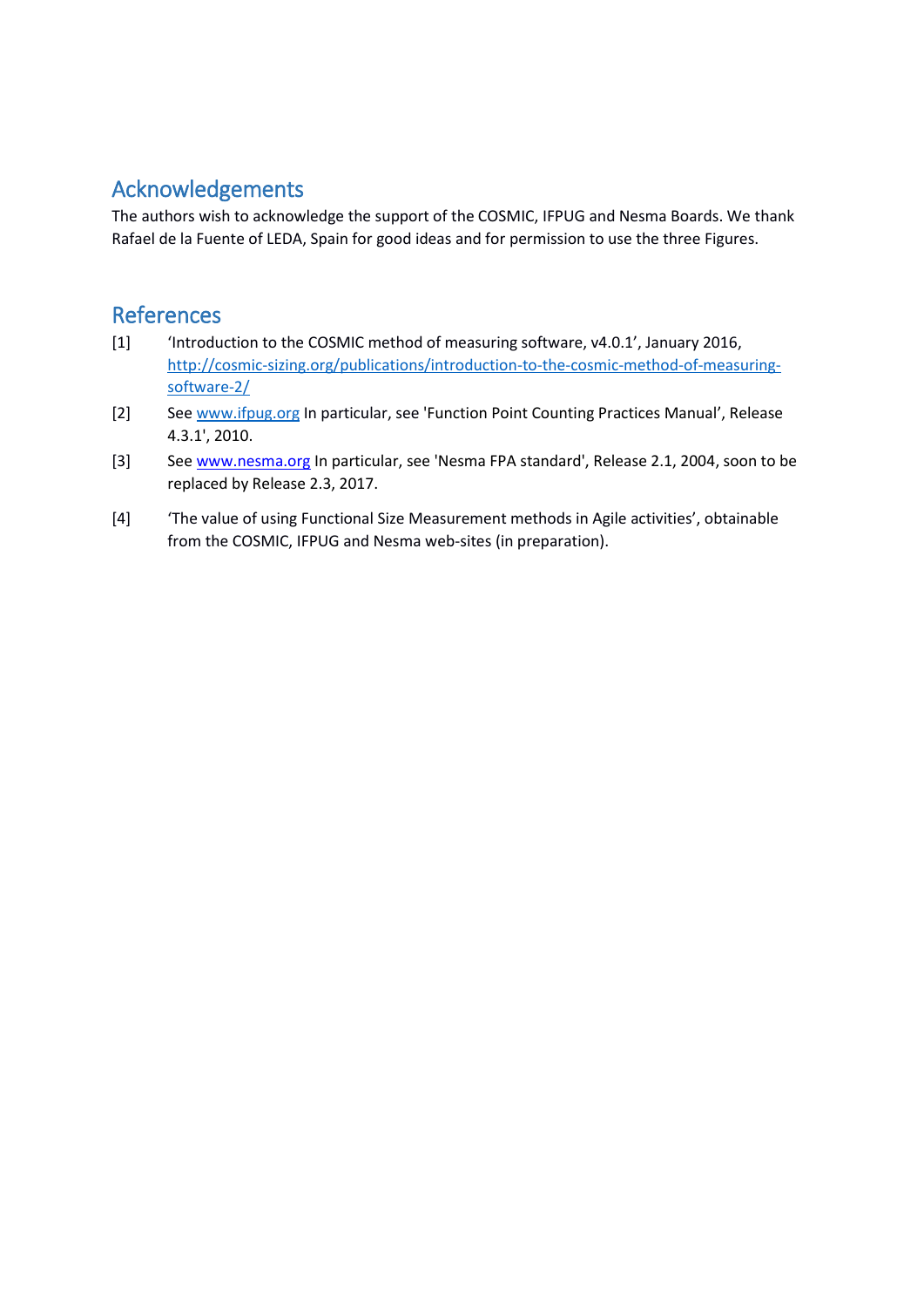## Acknowledgements

The authors wish to acknowledge the support of the COSMIC, IFPUG and Nesma Boards. We thank Rafael de la Fuente of LEDA, Spain for good ideas and for permission to use the three Figures.

## References

[1] 'Introduction to the COSMIC method of measuring software, v4.0.1', January 2016, http://cosmic-sizing.org/publications/introduction-to-the-cosmic-method-of-measuring-software-2/

[2] See www.ifpug.org In particular, see 'Function Point Counting Practices Manual', Release 4.3.1', 2010.

[3] See www.nesma.org In particular, see 'Nesma FPA standard', Release 2.1, 2004, soon to be replaced by Release 2.3, 2017.

[4] 'The value of using Functional Size Measurement methods in Agile activities', obtainable from the COSMIC, IFPUG and Nesma web-sites (in preparation).